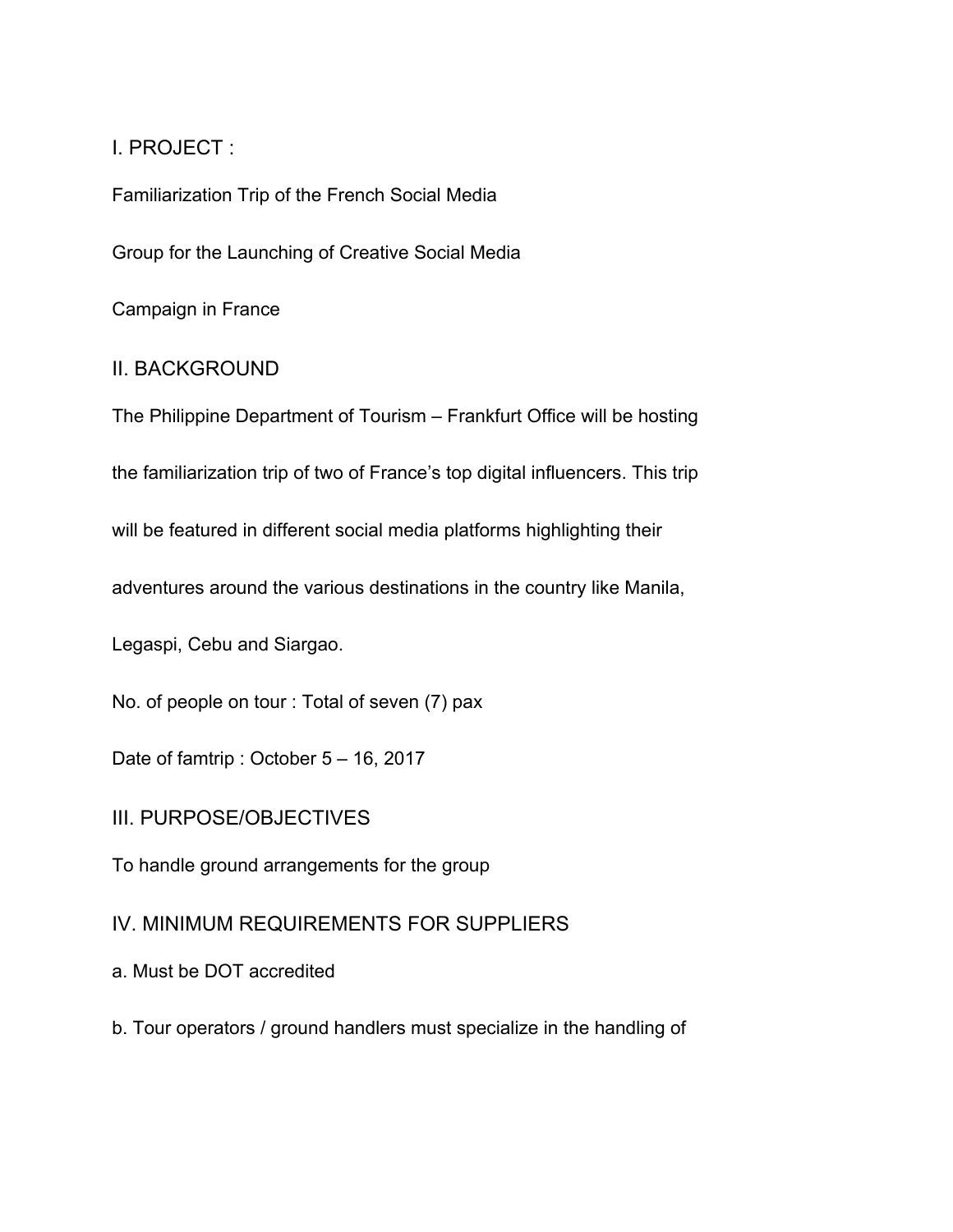## I. PROJECT :

Familiarization Trip of the French Social Media Group for the Launching of Creative Social Media Campaign in France

## II. BACKGROUND

The Philippine Department of Tourism – Frankfurt Office will be hosting the familiarization trip of two of France's top digital influencers. This trip will be featured in different social media platforms highlighting their adventures around the various destinations in the country like Manila, Legaspi, Cebu and Siargao.

No. of people on tour : Total of seven (7) pax

Date of famtrip : October 5 – 16, 2017

## III. PURPOSE/OBJECTIVES

To handle ground arrangements for the group

## IV. MINIMUM REQUIREMENTS FOR SUPPLIERS

a. Must be DOT accredited

b. Tour operators / ground handlers must specialize in the handling of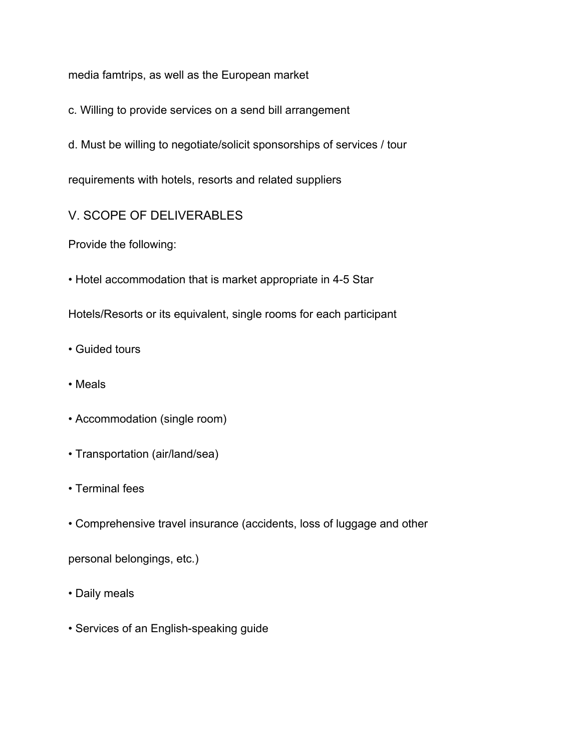media famtrips, as well as the European market

c. Willing to provide services on a send bill arrangement

d. Must be willing to negotiate/solicit sponsorships of services / tour requirements with hotels, resorts and related suppliers

## V. SCOPE OF DELIVERABLES

Provide the following:

- Hotel accommodation that is market appropriate in 4-5 Star Hotels/Resorts or its equivalent, single rooms for each participant
- Guided tours
- Meals
- Accommodation (single room)
- Transportation (air/land/sea)
- Terminal fees
- Comprehensive travel insurance (accidents, loss of luggage and other personal belongings, etc.)
- Daily meals
- Services of an English-speaking guide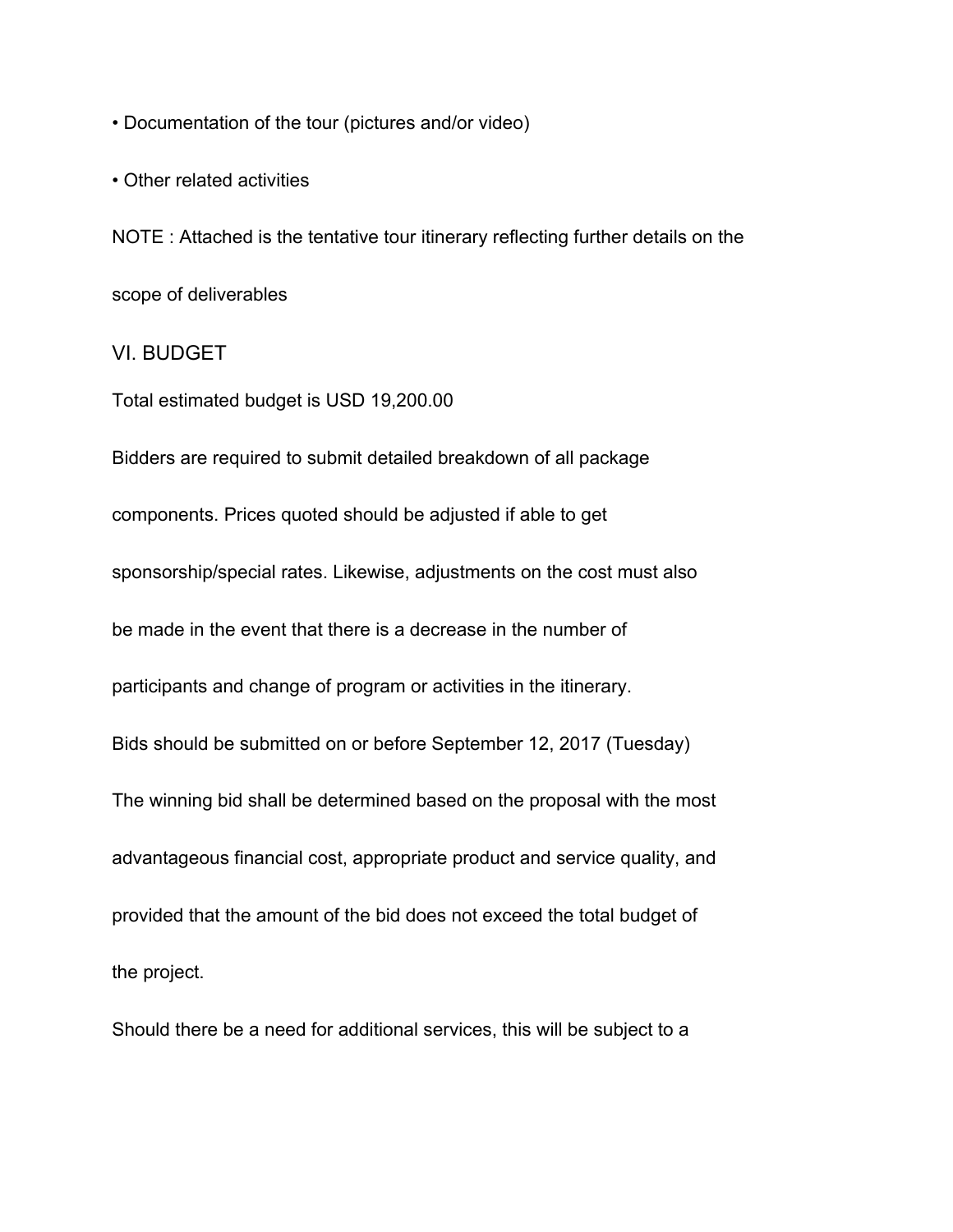- Documentation of the tour (pictures and/or video)
- Other related activities

NOTE : Attached is the tentative tour itinerary reflecting further details on the scope of deliverables

## VI. BUDGET

Total estimated budget is USD 19,200.00

Bidders are required to submit detailed breakdown of all package components. Prices quoted should be adjusted if able to get sponsorship/special rates. Likewise, adjustments on the cost must also be made in the event that there is a decrease in the number of participants and change of program or activities in the itinerary.

Bids should be submitted on or before September 12, 2017 (Tuesday)

The winning bid shall be determined based on the proposal with the most advantageous financial cost, appropriate product and service quality, and provided that the amount of the bid does not exceed the total budget of the project.

Should there be a need for additional services, this will be subject to a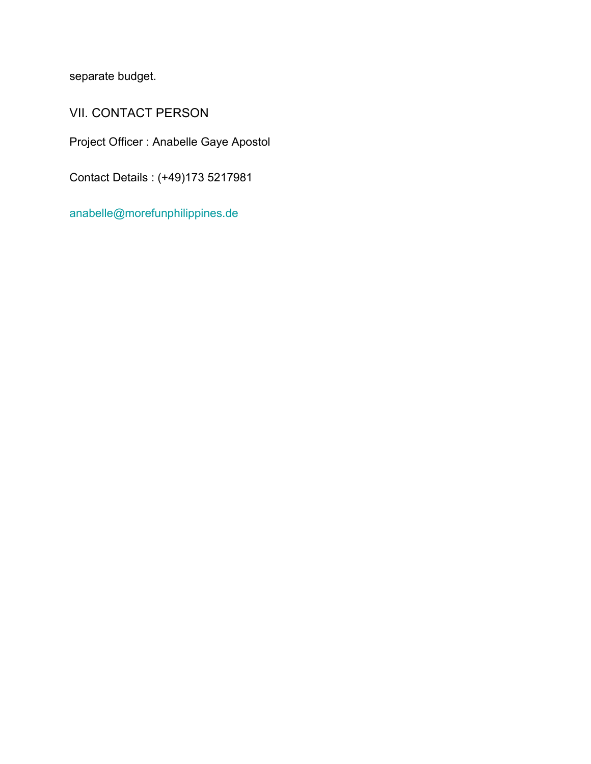separate budget.

## VII. CONTACT PERSON

Project Officer : Anabelle Gaye Apostol

Contact Details : (+49)173 5217981

anabelle@morefunphilippines.de